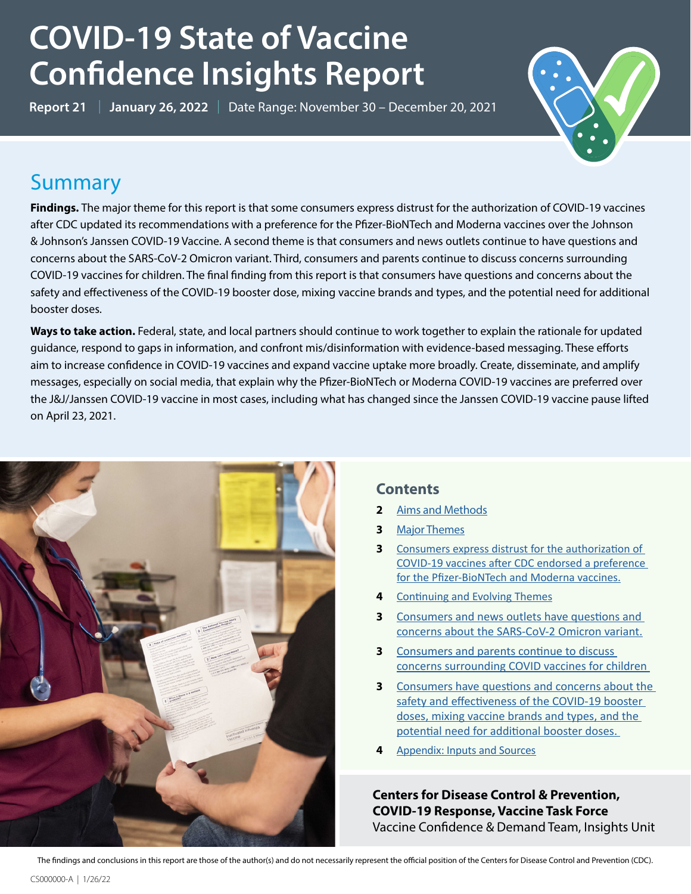# COVID-19 State of Vaccine Confidence Insights Report

**Report 21** | **January 26, 2022** | Date Range: November 30 – December 20, 2021

## Summary

**Findings.** The major theme for this report is that some consumers express distrust for the authorization of COVID-19 vaccines after CDC updated its recommendations with a preference for the Pfizer-BioNTech and Moderna vaccines over the Johnson & Johnson's Janssen COVID-19 Vaccine. A second theme is that consumers and news outlets continue to have questions and concerns about the SARS-CoV-2 Omicron variant. Third, consumers and parents continue to discuss concerns surrounding COVID-19 vaccines for children. The final finding from this report is that consumers have questions and concerns about the safety and effectiveness of the COVID-19 booster dose, mixing vaccine brands and types, and the potential need for additional booster doses.

**Ways to take action.** Federal, state, and local partners should continue to work together to explain the rationale for updated guidance, respond to gaps in information, and confront mis/disinformation with evidence-based messaging. These efforts aim to increase confidence in COVID-19 vaccines and expand vaccine uptake more broadly. Create, disseminate, and amplify messages, especially on social media, that explain why the Pfizer-BioNTech or Moderna COVID-19 vaccines are preferred over the J&J/Janssen COVID-19 vaccine in most cases, including what has changed since the Janssen COVID-19 vaccine pause lifted on April 23, 2021.

### Contents

- **2** Aims and Methods
- **3** Major Themes
- **3** Consumers express distrust for the authorization of COVID-19 vaccines after CDC endorsed a preference for the Pfizer-BioNTech and Moderna vaccines.
- **4** Continuing and Evolving Themes
- **3** Consumers and news outlets have questions and concerns about the SARS-CoV-2 Omicron variant.
- **3** Consumers and parents continue to discuss concerns surrounding COVID vaccines for children
- **3** Consumers have questions and concerns about the safety and effectiveness of the COVID-19 booster doses, mixing vaccine brands and types, and the potential need for additional booster doses.
- **4** Appendix: Inputs and Sources

**Centers for Disease Control & Prevention, COVID-19 Response, Vaccine Task Force**
Vaccine Confidence & Demand Team, Insights Unit

The findings and conclusions in this report are those of the author(s) and do not necessarily represent the official position of the Centers for Disease Control and Prevention (CDC).

CS000000-A | 1/26/22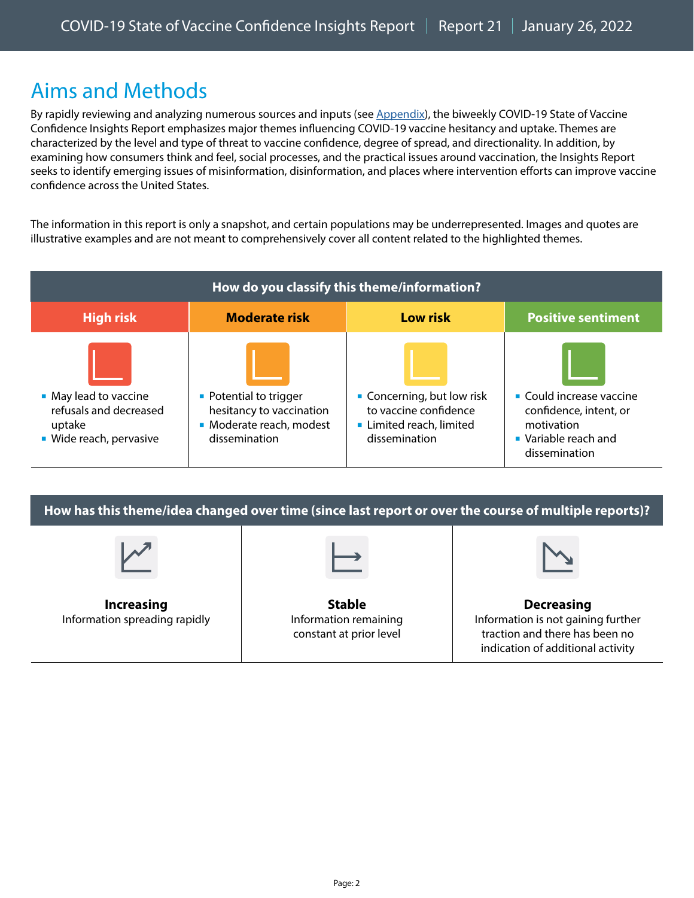## Aims and Methods

By rapidly reviewing and analyzing numerous sources and inputs (see [Appendix](#)), the biweekly COVID-19 State of Vaccine Confidence Insights Report emphasizes major themes influencing COVID-19 vaccine hesitancy and uptake. Themes are characterized by the level and type of threat to vaccine confidence, degree of spread, and directionality. In addition, by examining how consumers think and feel, social processes, and the practical issues around vaccination, the Insights Report seeks to identify emerging issues of misinformation, disinformation, and places where intervention efforts can improve vaccine confidence across the United States.

The information in this report is only a snapshot, and certain populations may be underrepresented. Images and quotes are illustrative examples and are not meant to comprehensively cover all content related to the highlighted themes.

| How do you classify this theme/information? | | | |
|---|---|---|---|
| **High risk** | **Moderate risk** | **Low risk** | **Positive sentiment** |
| ▪ May lead to vaccine refusals and decreased uptake<br>▪ Wide reach, pervasive | ▪ Potential to trigger hesitancy to vaccination<br>▪ Moderate reach, modest dissemination | ▪ Concerning, but low risk to vaccine confidence<br>▪ Limited reach, limited dissemination | ▪ Could increase vaccine confidence, intent, or motivation<br>▪ Variable reach and dissemination |

| How has this theme/idea changed over time (since last report or over the course of multiple reports)? | | |
|---|---|---|
| **Increasing**<br>Information spreading rapidly | **Stable**<br>Information remaining constant at prior level | **Decreasing**<br>Information is not gaining further traction and there has been no indication of additional activity |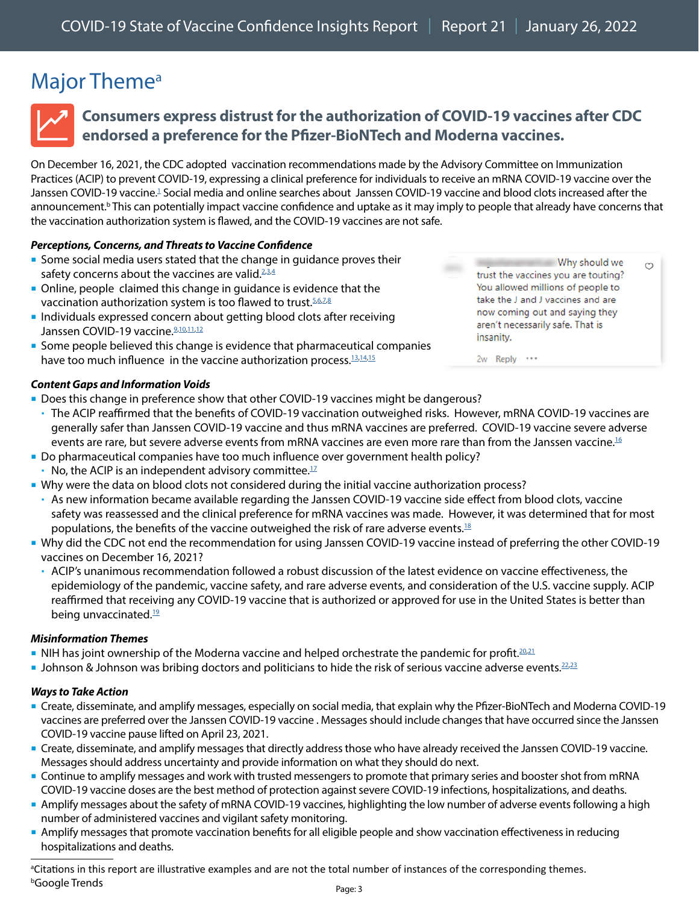# Major Theme[a]

## Consumers express distrust for the authorization of COVID-19 vaccines after CDC endorsed a preference for the Pfizer-BioNTech and Moderna vaccines.

On December 16, 2021, the CDC adopted vaccination recommendations made by the Advisory Committee on Immunization Practices (ACIP) to prevent COVID-19, expressing a clinical preference for individuals to receive an mRNA COVID-19 vaccine over the Janssen COVID-19 vaccine.[1] Social media and online searches about Janssen COVID-19 vaccine and blood clots increased after the announcement.[b] This can potentially impact vaccine confidence and uptake as it may imply to people that already have concerns that the vaccination authorization system is flawed, and the COVID-19 vaccines are not safe.

***Perceptions, Concerns, and Threats to Vaccine Confidence***

- Some social media users stated that the change in guidance proves their safety concerns about the vaccines are valid.[2,3,4]
- Online, people claimed this change in guidance is evidence that the vaccination authorization system is too flawed to trust.[5,6,7,8]
- Individuals expressed concern about getting blood clots after receiving Janssen COVID-19 vaccine.[9,10,11,12]
- Some people believed this change is evidence that pharmaceutical companies have too much influence in the vaccine authorization process.[13,14,15]

> Why should we trust the vaccines you are touting? You allowed millions of people to take the J and J vaccines and are now coming out and saying they aren't necessarily safe. That is insanity.
>
> 2w Reply ···

***Content Gaps and Information Voids***

- Does this change in preference show that other COVID-19 vaccines might be dangerous?
  - The ACIP reaffirmed that the benefits of COVID-19 vaccination outweighed risks. However, mRNA COVID-19 vaccines are generally safer than Janssen COVID-19 vaccine and thus mRNA vaccines are preferred. COVID-19 vaccine severe adverse events are rare, but severe adverse events from mRNA vaccines are even more rare than from the Janssen vaccine.[16]
- Do pharmaceutical companies have too much influence over government health policy?
  - No, the ACIP is an independent advisory committee.[17]
- Why were the data on blood clots not considered during the initial vaccine authorization process?
  - As new information became available regarding the Janssen COVID-19 vaccine side effect from blood clots, vaccine safety was reassessed and the clinical preference for mRNA vaccines was made. However, it was determined that for most populations, the benefits of the vaccine outweighed the risk of rare adverse events.[18]
- Why did the CDC not end the recommendation for using Janssen COVID-19 vaccine instead of preferring the other COVID-19 vaccines on December 16, 2021?
  - ACIP's unanimous recommendation followed a robust discussion of the latest evidence on vaccine effectiveness, the epidemiology of the pandemic, vaccine safety, and rare adverse events, and consideration of the U.S. vaccine supply. ACIP reaffirmed that receiving any COVID-19 vaccine that is authorized or approved for use in the United States is better than being unvaccinated.[19]

***Misinformation Themes***

- NIH has joint ownership of the Moderna vaccine and helped orchestrate the pandemic for profit.[20,21]
- Johnson & Johnson was bribing doctors and politicians to hide the risk of serious vaccine adverse events.[22,23]

***Ways to Take Action***

- Create, disseminate, and amplify messages, especially on social media, that explain why the Pfizer-BioNTech and Moderna COVID-19 vaccines are preferred over the Janssen COVID-19 vaccine . Messages should include changes that have occurred since the Janssen COVID-19 vaccine pause lifted on April 23, 2021.
- Create, disseminate, and amplify messages that directly address those who have already received the Janssen COVID-19 vaccine. Messages should address uncertainty and provide information on what they should do next.
- Continue to amplify messages and work with trusted messengers to promote that primary series and booster shot from mRNA COVID-19 vaccine doses are the best method of protection against severe COVID-19 infections, hospitalizations, and deaths.
- Amplify messages about the safety of mRNA COVID-19 vaccines, highlighting the low number of adverse events following a high number of administered vaccines and vigilant safety monitoring.
- Amplify messages that promote vaccination benefits for all eligible people and show vaccination effectiveness in reducing hospitalizations and deaths.

---

[a]Citations in this report are illustrative examples and are not the total number of instances of the corresponding themes.
[b]Google Trends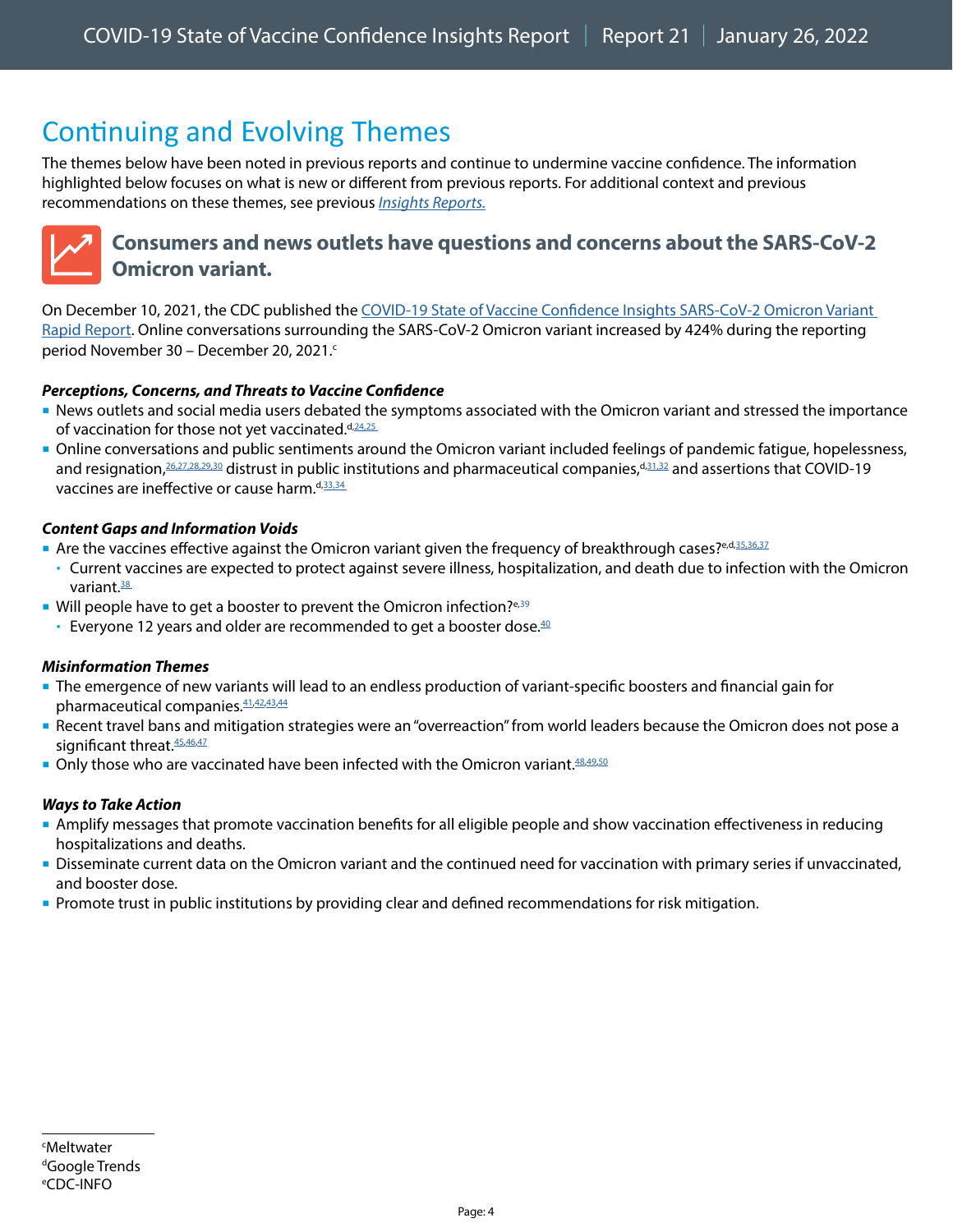# Continuing and Evolving Themes

The themes below have been noted in previous reports and continue to undermine vaccine confidence. The information highlighted below focuses on what is new or different from previous reports. For additional context and previous recommendations on these themes, see previous *Insights Reports.*

## Consumers and news outlets have questions and concerns about the SARS-CoV-2 Omicron variant.

On December 10, 2021, the CDC published the COVID-19 State of Vaccine Confidence Insights SARS-CoV-2 Omicron Variant Rapid Report. Online conversations surrounding the SARS-CoV-2 Omicron variant increased by 424% during the reporting period November 30 – December 20, 2021.[c]

### *Perceptions, Concerns, and Threats to Vaccine Confidence*

- News outlets and social media users debated the symptoms associated with the Omicron variant and stressed the importance of vaccination for those not yet vaccinated.[d,24,25]
- Online conversations and public sentiments around the Omicron variant included feelings of pandemic fatigue, hopelessness, and resignation,[26,27,28,29,30] distrust in public institutions and pharmaceutical companies,[d,31,32] and assertions that COVID-19 vaccines are ineffective or cause harm.[d,33,34]

### *Content Gaps and Information Voids*

- Are the vaccines effective against the Omicron variant given the frequency of breakthrough cases?[e,d,35,36,37]
  - Current vaccines are expected to protect against severe illness, hospitalization, and death due to infection with the Omicron variant.[38]
- Will people have to get a booster to prevent the Omicron infection?[e,39]
  - Everyone 12 years and older are recommended to get a booster dose.[40]

### *Misinformation Themes*

- The emergence of new variants will lead to an endless production of variant-specific boosters and financial gain for pharmaceutical companies.[41,42,43,44]
- Recent travel bans and mitigation strategies were an "overreaction" from world leaders because the Omicron does not pose a significant threat.[45,46,47]
- Only those who are vaccinated have been infected with the Omicron variant.[48,49,50]

### *Ways to Take Action*

- Amplify messages that promote vaccination benefits for all eligible people and show vaccination effectiveness in reducing hospitalizations and deaths.
- Disseminate current data on the Omicron variant and the continued need for vaccination with primary series if unvaccinated, and booster dose.
- Promote trust in public institutions by providing clear and defined recommendations for risk mitigation.

---

[c] Meltwater
[d] Google Trends
[e] CDC-INFO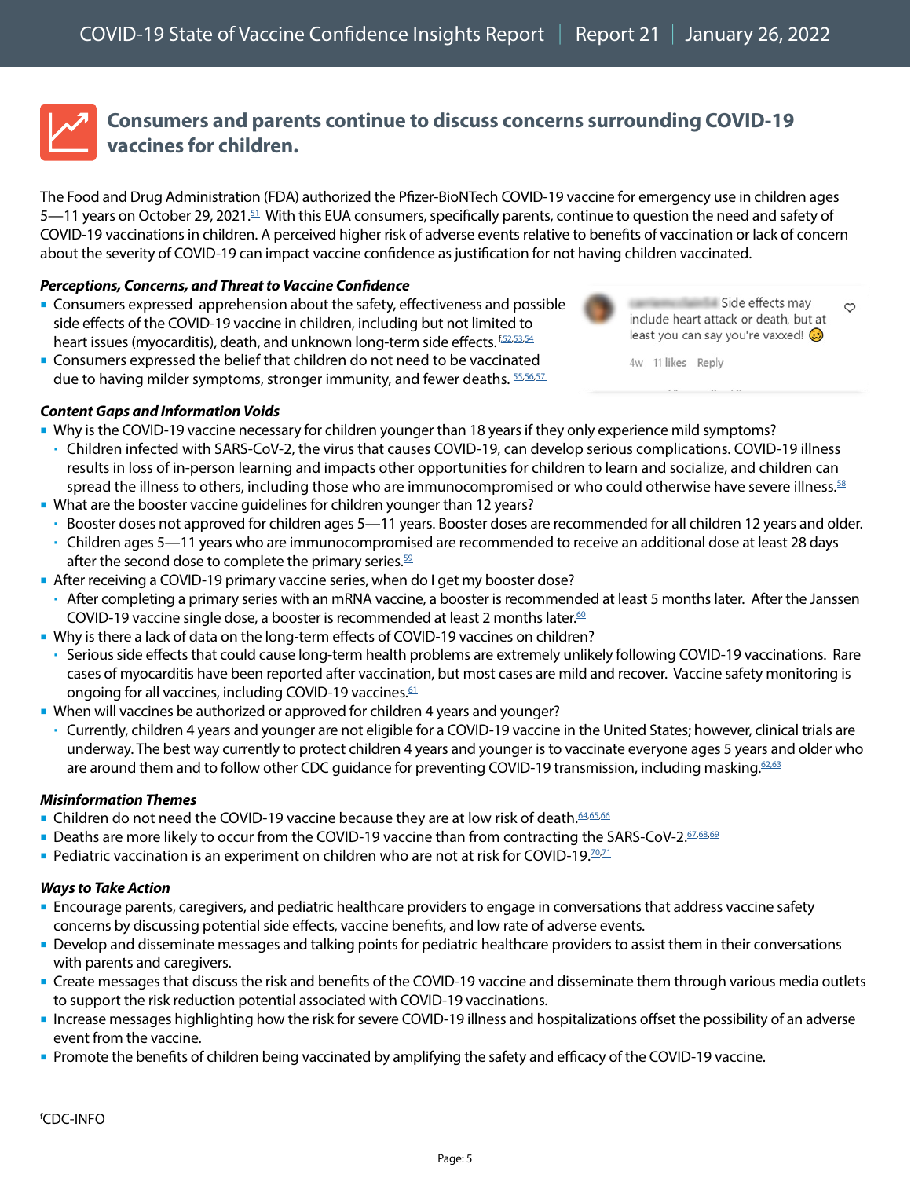## Consumers and parents continue to discuss concerns surrounding COVID-19 vaccines for children.

The Food and Drug Administration (FDA) authorized the Pfizer-BioNTech COVID-19 vaccine for emergency use in children ages 5—11 years on October 29, 2021.[51] With this EUA consumers, specifically parents, continue to question the need and safety of COVID-19 vaccinations in children. A perceived higher risk of adverse events relative to benefits of vaccination or lack of concern about the severity of COVID-19 can impact vaccine confidence as justification for not having children vaccinated.

***Perceptions, Concerns, and Threat to Vaccine Confidence***

- Consumers expressed apprehension about the safety, effectiveness and possible side effects of the COVID-19 vaccine in children, including but not limited to heart issues (myocarditis), death, and unknown long-term side effects.[f,52,53,54]
- Consumers expressed the belief that children do not need to be vaccinated due to having milder symptoms, stronger immunity, and fewer deaths.[55,56,57]

Side effects may include heart attack or death, but at least you can say you're vaxxed! 😟

4w 11 likes Reply

***Content Gaps and Information Voids***

- Why is the COVID-19 vaccine necessary for children younger than 18 years if they only experience mild symptoms?
  - Children infected with SARS-CoV-2, the virus that causes COVID-19, can develop serious complications. COVID-19 illness results in loss of in-person learning and impacts other opportunities for children to learn and socialize, and children can spread the illness to others, including those who are immunocompromised or who could otherwise have severe illness.[58]
- What are the booster vaccine guidelines for children younger than 12 years?
  - Booster doses not approved for children ages 5—11 years. Booster doses are recommended for all children 12 years and older.
  - Children ages 5—11 years who are immunocompromised are recommended to receive an additional dose at least 28 days after the second dose to complete the primary series.[59]
- After receiving a COVID-19 primary vaccine series, when do I get my booster dose?
  - After completing a primary series with an mRNA vaccine, a booster is recommended at least 5 months later. After the Janssen COVID-19 vaccine single dose, a booster is recommended at least 2 months later.[60]
- Why is there a lack of data on the long-term effects of COVID-19 vaccines on children?
  - Serious side effects that could cause long-term health problems are extremely unlikely following COVID-19 vaccinations. Rare cases of myocarditis have been reported after vaccination, but most cases are mild and recover. Vaccine safety monitoring is ongoing for all vaccines, including COVID-19 vaccines.[61]
- When will vaccines be authorized or approved for children 4 years and younger?
  - Currently, children 4 years and younger are not eligible for a COVID-19 vaccine in the United States; however, clinical trials are underway. The best way currently to protect children 4 years and younger is to vaccinate everyone ages 5 years and older who are around them and to follow other CDC guidance for preventing COVID-19 transmission, including masking.[62,63]

***Misinformation Themes***

- Children do not need the COVID-19 vaccine because they are at low risk of death.[64,65,66]
- Deaths are more likely to occur from the COVID-19 vaccine than from contracting the SARS-CoV-2.[67,68,69]
- Pediatric vaccination is an experiment on children who are not at risk for COVID-19.[70,71]

***Ways to Take Action***

- Encourage parents, caregivers, and pediatric healthcare providers to engage in conversations that address vaccine safety concerns by discussing potential side effects, vaccine benefits, and low rate of adverse events.
- Develop and disseminate messages and talking points for pediatric healthcare providers to assist them in their conversations with parents and caregivers.
- Create messages that discuss the risk and benefits of the COVID-19 vaccine and disseminate them through various media outlets to support the risk reduction potential associated with COVID-19 vaccinations.
- Increase messages highlighting how the risk for severe COVID-19 illness and hospitalizations offset the possibility of an adverse event from the vaccine.
- Promote the benefits of children being vaccinated by amplifying the safety and efficacy of the COVID-19 vaccine.

---

[f] CDC-INFO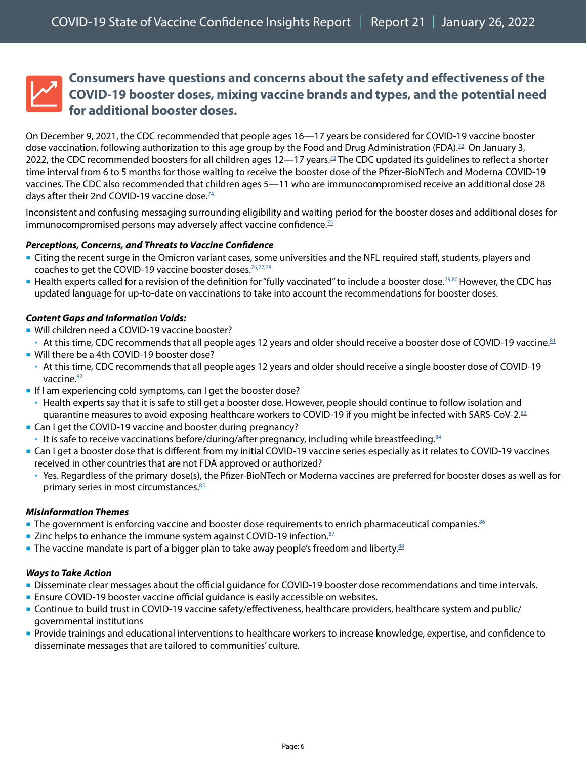## Consumers have questions and concerns about the safety and effectiveness of the COVID-19 booster doses, mixing vaccine brands and types, and the potential need for additional booster doses.

On December 9, 2021, the CDC recommended that people ages 16—17 years be considered for COVID-19 vaccine booster dose vaccination, following authorization to this age group by the Food and Drug Administration (FDA).[72] On January 3, 2022, the CDC recommended boosters for all children ages 12—17 years.[73] The CDC updated its guidelines to reflect a shorter time interval from 6 to 5 months for those waiting to receive the booster dose of the Pfizer-BioNTech and Moderna COVID-19 vaccines. The CDC also recommended that children ages 5—11 who are immunocompromised receive an additional dose 28 days after their 2nd COVID-19 vaccine dose.[74]

Inconsistent and confusing messaging surrounding eligibility and waiting period for the booster doses and additional doses for immunocompromised persons may adversely affect vaccine confidence.[75]

***Perceptions, Concerns, and Threats to Vaccine Confidence***

- Citing the recent surge in the Omicron variant cases, some universities and the NFL required staff, students, players and coaches to get the COVID-19 vaccine booster doses.[76,77,78]
- Health experts called for a revision of the definition for "fully vaccinated" to include a booster dose.[79,80] However, the CDC has updated language for up-to-date on vaccinations to take into account the recommendations for booster doses.

***Content Gaps and Information Voids:***

- Will children need a COVID-19 vaccine booster?
  - At this time, CDC recommends that all people ages 12 years and older should receive a booster dose of COVID-19 vaccine.[81]
- Will there be a 4th COVID-19 booster dose?
  - At this time, CDC recommends that all people ages 12 years and older should receive a single booster dose of COVID-19 vaccine.[82]
- If I am experiencing cold symptoms, can I get the booster dose?
  - Health experts say that it is safe to still get a booster dose. However, people should continue to follow isolation and quarantine measures to avoid exposing healthcare workers to COVID-19 if you might be infected with SARS-CoV-2.[83]
- Can I get the COVID-19 vaccine and booster during pregnancy?
  - It is safe to receive vaccinations before/during/after pregnancy, including while breastfeeding.[84]
- Can I get a booster dose that is different from my initial COVID-19 vaccine series especially as it relates to COVID-19 vaccines received in other countries that are not FDA approved or authorized?
  - Yes. Regardless of the primary dose(s), the Pfizer-BioNTech or Moderna vaccines are preferred for booster doses as well as for primary series in most circumstances.[85]

***Misinformation Themes***

- The government is enforcing vaccine and booster dose requirements to enrich pharmaceutical companies.[86]
- Zinc helps to enhance the immune system against COVID-19 infection.[87]
- The vaccine mandate is part of a bigger plan to take away people's freedom and liberty.[88]

***Ways to Take Action***

- Disseminate clear messages about the official guidance for COVID-19 booster dose recommendations and time intervals.
- Ensure COVID-19 booster vaccine official guidance is easily accessible on websites.
- Continue to build trust in COVID-19 vaccine safety/effectiveness, healthcare providers, healthcare system and public/governmental institutions
- Provide trainings and educational interventions to healthcare workers to increase knowledge, expertise, and confidence to disseminate messages that are tailored to communities' culture.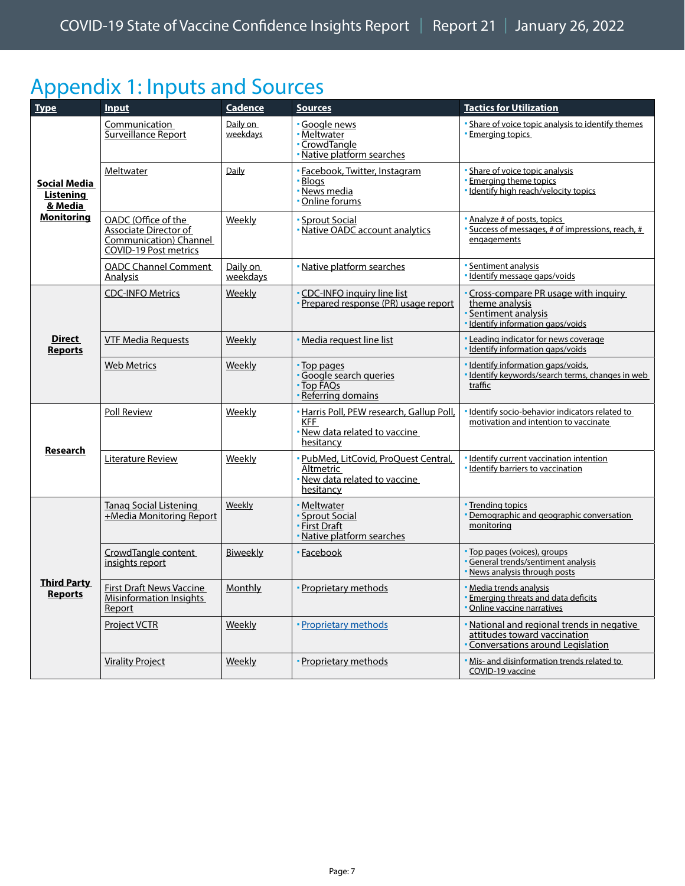# Appendix 1: Inputs and Sources

| Type | Input | Cadence | Sources | Tactics for Utilization |
|---|---|---|---|---|
| **Social Media Listening & Media Monitoring** | Communication Surveillance Report | Daily on weekdays | • Google news<br>• Meltwater<br>• CrowdTangle<br>• Native platform searches | • Share of voice topic analysis to identify themes<br>• Emerging topics |
| | Meltwater | Daily | • Facebook, Twitter, Instagram<br>• Blogs<br>• News media<br>• Online forums | • Share of voice topic analysis<br>• Emerging theme topics<br>• Identify high reach/velocity topics |
| | OADC (Office of the Associate Director of Communication) Channel COVID-19 Post metrics | Weekly | • Sprout Social<br>• Native OADC account analytics | • Analyze # of posts, topics<br>• Success of messages, # of impressions, reach, # engagements |
| | OADC Channel Comment Analysis | Daily on weekdays | • Native platform searches | • Sentiment analysis<br>• Identify message gaps/voids |
| **Direct Reports** | CDC-INFO Metrics | Weekly | • CDC-INFO inquiry line list<br>• Prepared response (PR) usage report | • Cross-compare PR usage with inquiry theme analysis<br>• Sentiment analysis<br>• Identify information gaps/voids |
| | VTF Media Requests | Weekly | • Media request line list | • Leading indicator for news coverage<br>• Identify information gaps/voids |
| | Web Metrics | Weekly | • Top pages<br>• Google search queries<br>• Top FAQs<br>• Referring domains | • Identify information gaps/voids,<br>• Identify keywords/search terms, changes in web traffic |
| **Research** | Poll Review | Weekly | • Harris Poll, PEW research, Gallup Poll, KFF<br>• New data related to vaccine hesitancy | • Identify socio-behavior indicators related to motivation and intention to vaccinate |
| | Literature Review | Weekly | • PubMed, LitCovid, ProQuest Central, Altmetric<br>• New data related to vaccine hesitancy | • Identify current vaccination intention<br>• Identify barriers to vaccination |
| **Third Party Reports** | Tanaq Social Listening +Media Monitoring Report | Weekly | • Meltwater<br>• Sprout Social<br>• First Draft<br>• Native platform searches | • Trending topics<br>• Demographic and geographic conversation monitoring |
| | CrowdTangle content insights report | Biweekly | • Facebook | • Top pages (voices), groups<br>• General trends/sentiment analysis<br>• News analysis through posts |
| | First Draft News Vaccine Misinformation Insights Report | Monthly | • Proprietary methods | • Media trends analysis<br>• Emerging threats and data deficits<br>• Online vaccine narratives |
| | Project VCTR | Weekly | • Proprietary methods | • National and regional trends in negative attitudes toward vaccination<br>• Conversations around Legislation |
| | Virality Project | Weekly | • Proprietary methods | • Mis- and disinformation trends related to COVID-19 vaccine |